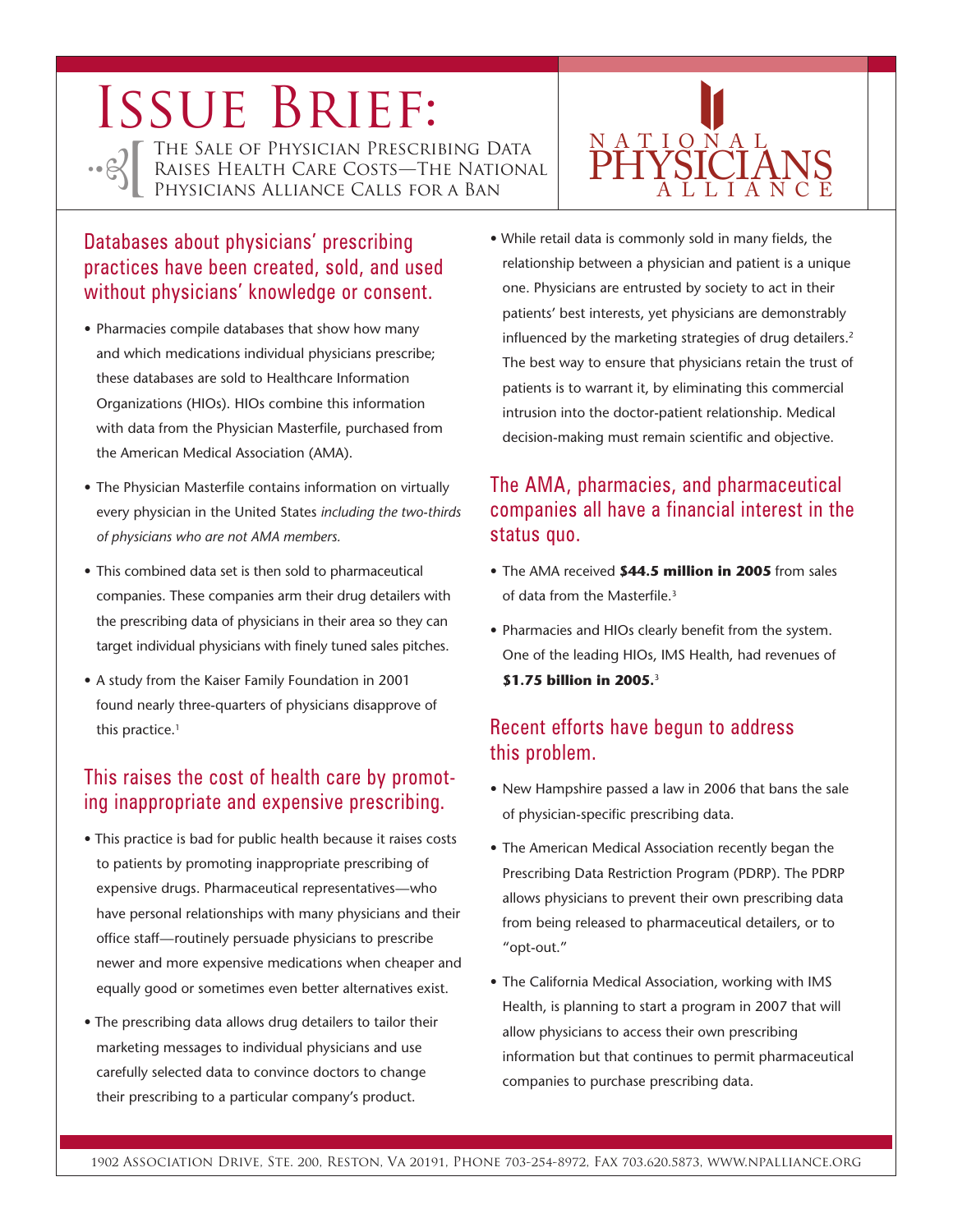# Issue Brief:

The Sale of Physician Prescribing Data Raises Health Care Costs—The National Physicians Alliance Calls for a Ban

National Physicians Alliance

## Databases about physicians' prescribing practices have been created, sold, and used without physicians' knowledge or consent.

- Pharmacies compile databases that show how many and which medications individual physicians prescribe; these databases are sold to Healthcare Information Organizations (HIOs). HIOs combine this information with data from the Physician Masterfile, purchased from the American Medical Association (AMA).
- The Physician Masterfile contains information on virtually every physician in the United States *including the two-thirds of physicians who are not AMA members.*
- This combined data set is then sold to pharmaceutical companies. These companies arm their drug detailers with the prescribing data of physicians in their area so they can target individual physicians with finely tuned sales pitches.
- A study from the Kaiser Family Foundation in 2001 found nearly three-quarters of physicians disapprove of this practice.[1]

## This raises the cost of health care by promoting inappropriate and expensive prescribing.

- This practice is bad for public health because it raises costs to patients by promoting inappropriate prescribing of expensive drugs. Pharmaceutical representatives—who have personal relationships with many physicians and their office staff—routinely persuade physicians to prescribe newer and more expensive medications when cheaper and equally good or sometimes even better alternatives exist.
- The prescribing data allows drug detailers to tailor their marketing messages to individual physicians and use carefully selected data to convince doctors to change their prescribing to a particular company's product.
- While retail data is commonly sold in many fields, the relationship between a physician and patient is a unique one. Physicians are entrusted by society to act in their patients' best interests, yet physicians are demonstrably influenced by the marketing strategies of drug detailers.[2] The best way to ensure that physicians retain the trust of patients is to warrant it, by eliminating this commercial intrusion into the doctor-patient relationship. Medical decision-making must remain scientific and objective.

## The AMA, pharmacies, and pharmaceutical companies all have a financial interest in the status quo.

- The AMA received **$44.5 million in 2005** from sales of data from the Masterfile.[3]
- Pharmacies and HIOs clearly benefit from the system. One of the leading HIOs, IMS Health, had revenues of **$1.75 billion in 2005.**[3]

## Recent efforts have begun to address this problem.

- New Hampshire passed a law in 2006 that bans the sale of physician-specific prescribing data.
- The American Medical Association recently began the Prescribing Data Restriction Program (PDRP). The PDRP allows physicians to prevent their own prescribing data from being released to pharmaceutical detailers, or to "opt-out."
- The California Medical Association, working with IMS Health, is planning to start a program in 2007 that will allow physicians to access their own prescribing information but that continues to permit pharmaceutical companies to purchase prescribing data.

1902 Association Drive, Ste. 200, Reston, Va 20191, Phone 703-254-8972, Fax 703.620.5873, www.npalliance.org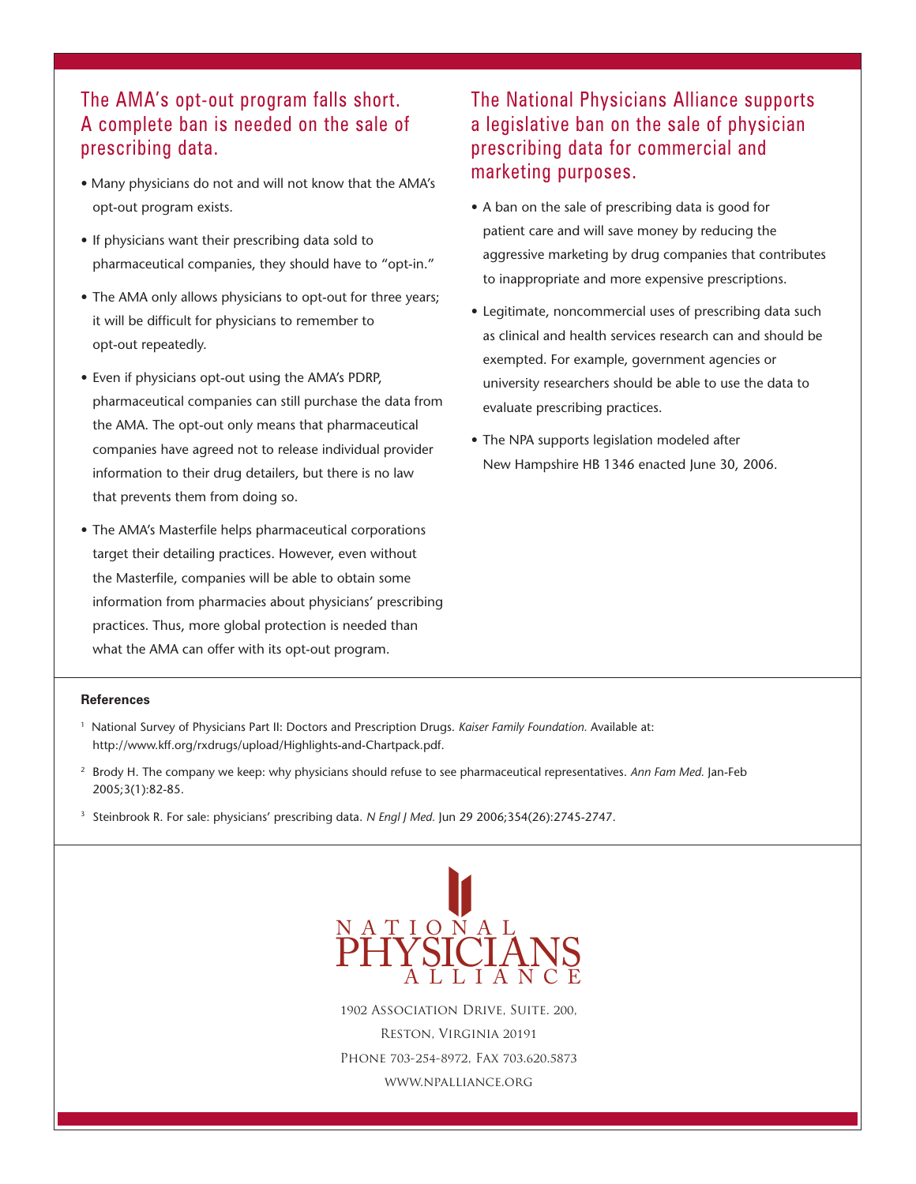## The AMA's opt-out program falls short. A complete ban is needed on the sale of prescribing data.

- Many physicians do not and will not know that the AMA's opt-out program exists.
- If physicians want their prescribing data sold to pharmaceutical companies, they should have to "opt-in."
- The AMA only allows physicians to opt-out for three years; it will be difficult for physicians to remember to opt-out repeatedly.
- Even if physicians opt-out using the AMA's PDRP, pharmaceutical companies can still purchase the data from the AMA. The opt-out only means that pharmaceutical companies have agreed not to release individual provider information to their drug detailers, but there is no law that prevents them from doing so.
- The AMA's Masterfile helps pharmaceutical corporations target their detailing practices. However, even without the Masterfile, companies will be able to obtain some information from pharmacies about physicians' prescribing practices. Thus, more global protection is needed than what the AMA can offer with its opt-out program.

## The National Physicians Alliance supports a legislative ban on the sale of physician prescribing data for commercial and marketing purposes.

- A ban on the sale of prescribing data is good for patient care and will save money by reducing the aggressive marketing by drug companies that contributes to inappropriate and more expensive prescriptions.
- Legitimate, noncommercial uses of prescribing data such as clinical and health services research can and should be exempted. For example, government agencies or university researchers should be able to use the data to evaluate prescribing practices.
- The NPA supports legislation modeled after New Hampshire HB 1346 enacted June 30, 2006.

**References**

[1] National Survey of Physicians Part II: Doctors and Prescription Drugs. *Kaiser Family Foundation.* Available at: http://www.kff.org/rxdrugs/upload/Highlights-and-Chartpack.pdf.

[2] Brody H. The company we keep: why physicians should refuse to see pharmaceutical representatives. *Ann Fam Med.* Jan-Feb 2005;3(1):82-85.

[3] Steinbrook R. For sale: physicians' prescribing data. *N Engl J Med.* Jun 29 2006;354(26):2745-2747.

NATIONAL PHYSICIANS ALLIANCE

1902 Association Drive, Suite. 200,
Reston, Virginia 20191
Phone 703-254-8972, Fax 703.620.5873
www.npalliance.org